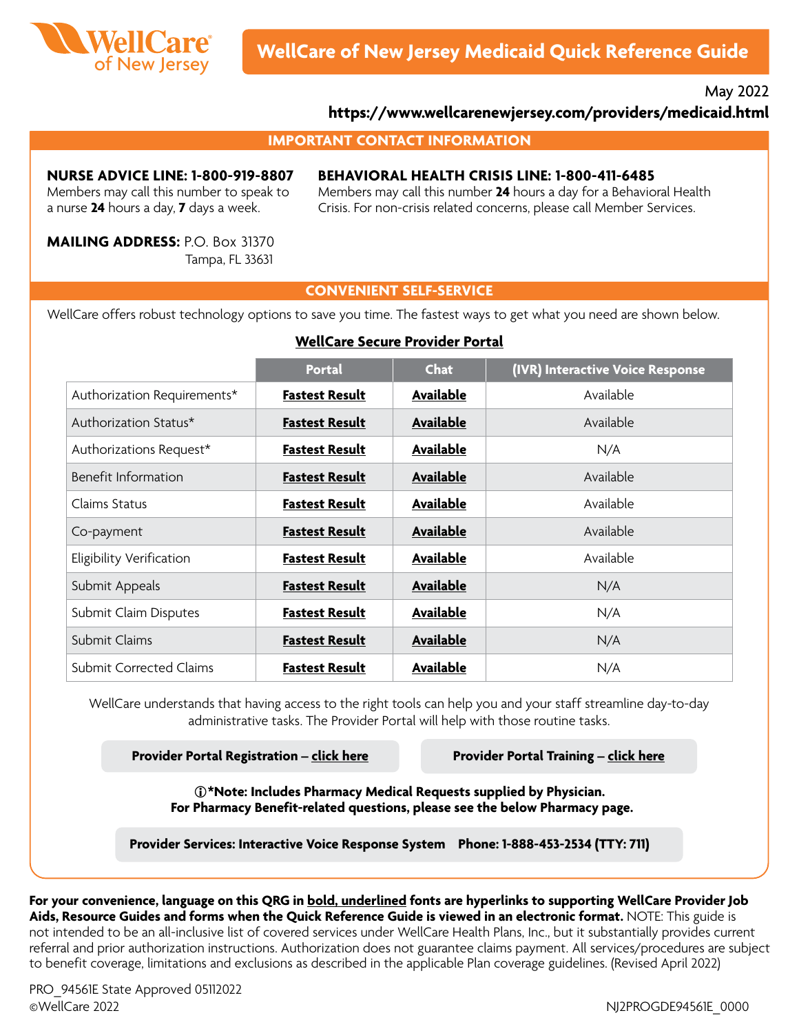# WellCare of New Jersey Medicaid Quick Reference Guide

May 2022

**https://www.wellcarenewjersey.com/providers/medicaid.html**

## IMPORTANT CONTACT INFORMATION

**NURSE ADVICE LINE: 1-800-919-8807**
Members may call this number to speak to a nurse **24** hours a day, **7** days a week.

**BEHAVIORAL HEALTH CRISIS LINE: 1-800-411-6485**
Members may call this number **24** hours a day for a Behavioral Health Crisis. For non-crisis related concerns, please call Member Services.

**MAILING ADDRESS:** P.O. Box 31370
Tampa, FL 33631

## CONVENIENT SELF-SERVICE

WellCare offers robust technology options to save you time. The fastest ways to get what you need are shown below.

### WellCare Secure Provider Portal

| | Portal | Chat | (IVR) Interactive Voice Response |
|---|---|---|---|
| Authorization Requirements* | **Fastest Result** | **Available** | Available |
| Authorization Status* | **Fastest Result** | **Available** | Available |
| Authorizations Request* | **Fastest Result** | **Available** | N/A |
| Benefit Information | **Fastest Result** | **Available** | Available |
| Claims Status | **Fastest Result** | **Available** | Available |
| Co-payment | **Fastest Result** | **Available** | Available |
| Eligibility Verification | **Fastest Result** | **Available** | Available |
| Submit Appeals | **Fastest Result** | **Available** | N/A |
| Submit Claim Disputes | **Fastest Result** | **Available** | N/A |
| Submit Claims | **Fastest Result** | **Available** | N/A |
| Submit Corrected Claims | **Fastest Result** | **Available** | N/A |

WellCare understands that having access to the right tools can help you and your staff streamline day-to-day administrative tasks. The Provider Portal will help with those routine tasks.

**Provider Portal Registration – click here**

**Provider Portal Training – click here**

**ⓘ*Note: Includes Pharmacy Medical Requests supplied by Physician. For Pharmacy Benefit-related questions, please see the below Pharmacy page.**

**Provider Services: Interactive Voice Response System Phone: 1-888-453-2534 (TTY: 711)**

**For your convenience, language on this QRG in bold, underlined fonts are hyperlinks to supporting WellCare Provider Job Aids, Resource Guides and forms when the Quick Reference Guide is viewed in an electronic format.** NOTE: This guide is not intended to be an all-inclusive list of covered services under WellCare Health Plans, Inc., but it substantially provides current referral and prior authorization instructions. Authorization does not guarantee claims payment. All services/procedures are subject to benefit coverage, limitations and exclusions as described in the applicable Plan coverage guidelines. (Revised April 2022)

PRO_94561E State Approved 05112022
©WellCare 2022

NJ2PROGDE94561E_0000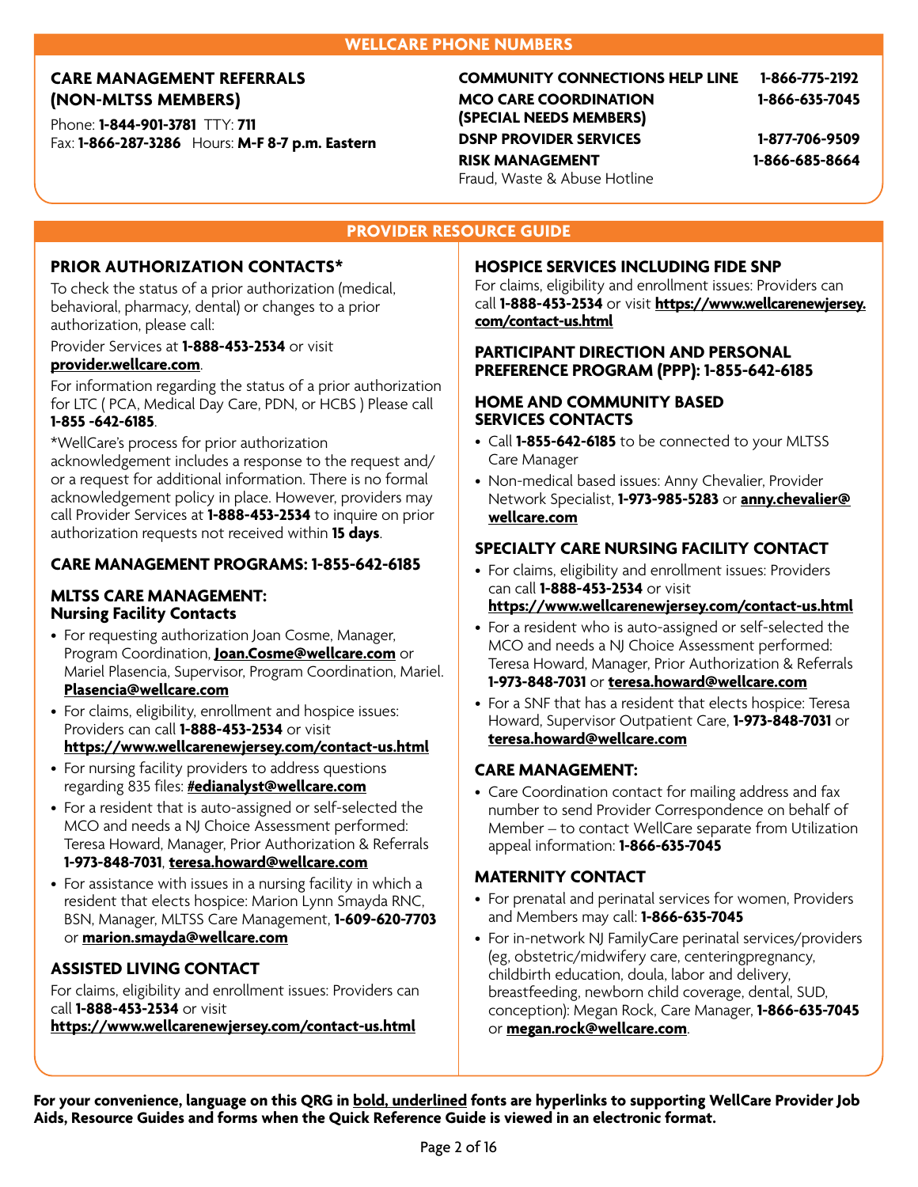## WELLCARE PHONE NUMBERS

### CARE MANAGEMENT REFERRALS (NON-MLTSS MEMBERS)

Phone: **1-844-901-3781** TTY: **711**
Fax: **1-866-287-3286** Hours: **M-F 8-7 p.m. Eastern**

| | |
|---|---|
| **COMMUNITY CONNECTIONS HELP LINE** | **1-866-775-2192** |
| **MCO CARE COORDINATION (SPECIAL NEEDS MEMBERS)** | **1-866-635-7045** |
| **DSNP PROVIDER SERVICES** | **1-877-706-9509** |
| **RISK MANAGEMENT** Fraud, Waste & Abuse Hotline | **1-866-685-8664** |

## PROVIDER RESOURCE GUIDE

### PRIOR AUTHORIZATION CONTACTS*

To check the status of a prior authorization (medical, behavioral, pharmacy, dental) or changes to a prior authorization, please call:

Provider Services at **1-888-453-2534** or visit **provider.wellcare.com**.

For information regarding the status of a prior authorization for LTC ( PCA, Medical Day Care, PDN, or HCBS ) Please call **1-855 -642-6185**.

*WellCare's process for prior authorization acknowledgement includes a response to the request and/or a request for additional information. There is no formal acknowledgement policy in place. However, providers may call Provider Services at **1-888-453-2534** to inquire on prior authorization requests not received within **15 days**.

### CARE MANAGEMENT PROGRAMS: 1-855-642-6185

### MLTSS CARE MANAGEMENT: Nursing Facility Contacts

- For requesting authorization Joan Cosme, Manager, Program Coordination, **Joan.Cosme@wellcare.com** or Mariel Plasencia, Supervisor, Program Coordination, **Mariel.Plasencia@wellcare.com**
- For claims, eligibility, enrollment and hospice issues: Providers can call **1-888-453-2534** or visit **https://www.wellcarenewjersey.com/contact-us.html**
- For nursing facility providers to address questions regarding 835 files: **#edianalyst@wellcare.com**
- For a resident that is auto-assigned or self-selected the MCO and needs a NJ Choice Assessment performed: Teresa Howard, Manager, Prior Authorization & Referrals **1-973-848-7031**, **teresa.howard@wellcare.com**
- For assistance with issues in a nursing facility in which a resident that elects hospice: Marion Lynn Smayda RNC, BSN, Manager, MLTSS Care Management, **1-609-620-7703** or **marion.smayda@wellcare.com**

### ASSISTED LIVING CONTACT

For claims, eligibility and enrollment issues: Providers can call **1-888-453-2534** or visit **https://www.wellcarenewjersey.com/contact-us.html**

### HOSPICE SERVICES INCLUDING FIDE SNP

For claims, eligibility and enrollment issues: Providers can call **1-888-453-2534** or visit **https://www.wellcarenewjersey.com/contact-us.html**

### PARTICIPANT DIRECTION AND PERSONAL PREFERENCE PROGRAM (PPP): 1-855-642-6185

### HOME AND COMMUNITY BASED SERVICES CONTACTS

- Call **1-855-642-6185** to be connected to your MLTSS Care Manager
- Non-medical based issues: Anny Chevalier, Provider Network Specialist, **1-973-985-5283** or **anny.chevalier@wellcare.com**

### SPECIALTY CARE NURSING FACILITY CONTACT

- For claims, eligibility and enrollment issues: Providers can call **1-888-453-2534** or visit **https://www.wellcarenewjersey.com/contact-us.html**
- For a resident who is auto-assigned or self-selected the MCO and needs a NJ Choice Assessment performed: Teresa Howard, Manager, Prior Authorization & Referrals **1-973-848-7031** or **teresa.howard@wellcare.com**
- For a SNF that has a resident that elects hospice: Teresa Howard, Supervisor Outpatient Care, **1-973-848-7031** or **teresa.howard@wellcare.com**

### CARE MANAGEMENT:

- Care Coordination contact for mailing address and fax number to send Provider Correspondence on behalf of Member – to contact WellCare separate from Utilization appeal information: **1-866-635-7045**

### MATERNITY CONTACT

- For prenatal and perinatal services for women, Providers and Members may call: **1-866-635-7045**
- For in-network NJ FamilyCare perinatal services/providers (eg, obstetric/midwifery care, centeringpregnancy, childbirth education, doula, labor and delivery, breastfeeding, newborn child coverage, dental, SUD, conception): Megan Rock, Care Manager, **1-866-635-7045** or **megan.rock@wellcare.com**.

**For your convenience, language on this QRG in bold, underlined fonts are hyperlinks to supporting WellCare Provider Job Aids, Resource Guides and forms when the Quick Reference Guide is viewed in an electronic format.**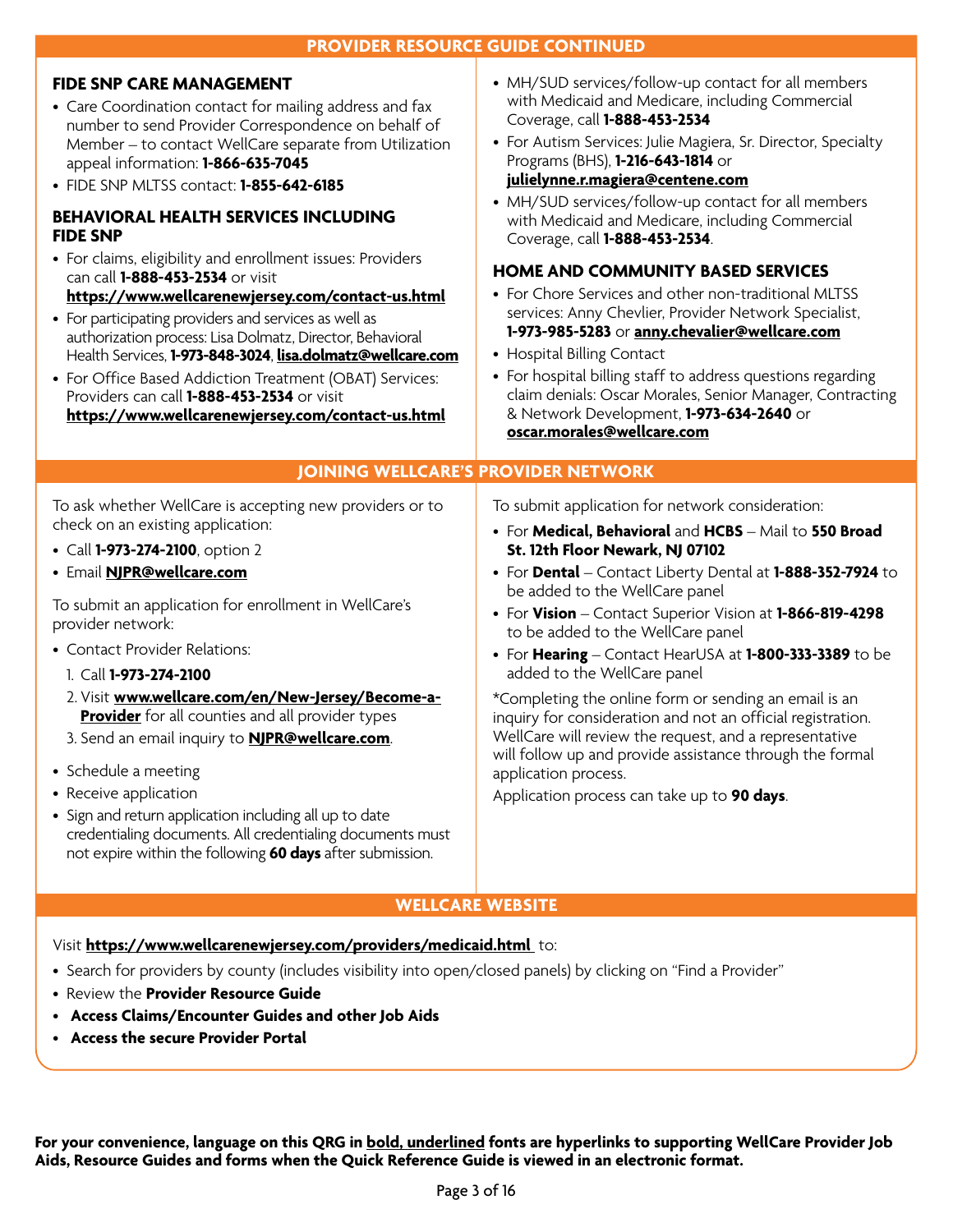## PROVIDER RESOURCE GUIDE CONTINUED

### FIDE SNP CARE MANAGEMENT

- Care Coordination contact for mailing address and fax number to send Provider Correspondence on behalf of Member – to contact WellCare separate from Utilization appeal information: **1-866-635-7045**
- FIDE SNP MLTSS contact: **1-855-642-6185**

### BEHAVIORAL HEALTH SERVICES INCLUDING FIDE SNP

- For claims, eligibility and enrollment issues: Providers can call **1-888-453-2534** or visit **https://www.wellcarenewjersey.com/contact-us.html**
- For participating providers and services as well as authorization process: Lisa Dolmatz, Director, Behavioral Health Services, **1-973-848-3024**, **lisa.dolmatz@wellcare.com**
- For Office Based Addiction Treatment (OBAT) Services: Providers can call **1-888-453-2534** or visit **https://www.wellcarenewjersey.com/contact-us.html**
- MH/SUD services/follow-up contact for all members with Medicaid and Medicare, including Commercial Coverage, call **1-888-453-2534**
- For Autism Services: Julie Magiera, Sr. Director, Specialty Programs (BHS), **1-216-643-1814** or **julielynne.r.magiera@centene.com**
- MH/SUD services/follow-up contact for all members with Medicaid and Medicare, including Commercial Coverage, call **1-888-453-2534**.

### HOME AND COMMUNITY BASED SERVICES

- For Chore Services and other non-traditional MLTSS services: Anny Chevlier, Provider Network Specialist, **1-973-985-5283** or **anny.chevalier@wellcare.com**
- Hospital Billing Contact
- For hospital billing staff to address questions regarding claim denials: Oscar Morales, Senior Manager, Contracting & Network Development, **1-973-634-2640** or **oscar.morales@wellcare.com**

## JOINING WELLCARE'S PROVIDER NETWORK

To ask whether WellCare is accepting new providers or to check on an existing application:

- Call **1-973-274-2100**, option 2
- Email **NJPR@wellcare.com**

To submit an application for enrollment in WellCare's provider network:

- Contact Provider Relations:
  1. Call **1-973-274-2100**
  2. Visit **www.wellcare.com/en/New-Jersey/Become-a-Provider** for all counties and all provider types
  3. Send an email inquiry to **NJPR@wellcare.com**.
- Schedule a meeting
- Receive application
- Sign and return application including all up to date credentialing documents. All credentialing documents must not expire within the following **60 days** after submission.

To submit application for network consideration:

- For **Medical, Behavioral** and **HCBS** – Mail to **550 Broad St. 12th Floor Newark, NJ 07102**
- For **Dental** – Contact Liberty Dental at **1-888-352-7924** to be added to the WellCare panel
- For **Vision** – Contact Superior Vision at **1-866-819-4298** to be added to the WellCare panel
- For **Hearing** – Contact HearUSA at **1-800-333-3389** to be added to the WellCare panel

*Completing the online form or sending an email is an inquiry for consideration and not an official registration. WellCare will review the request, and a representative will follow up and provide assistance through the formal application process.

Application process can take up to **90 days**.

## WELLCARE WEBSITE

Visit **https://www.wellcarenewjersey.com/providers/medicaid.html** to:

- Search for providers by county (includes visibility into open/closed panels) by clicking on "Find a Provider"
- Review the **Provider Resource Guide**
- **Access Claims/Encounter Guides and other Job Aids**
- **Access the secure Provider Portal**

**For your convenience, language on this QRG in bold, underlined fonts are hyperlinks to supporting WellCare Provider Job Aids, Resource Guides and forms when the Quick Reference Guide is viewed in an electronic format.**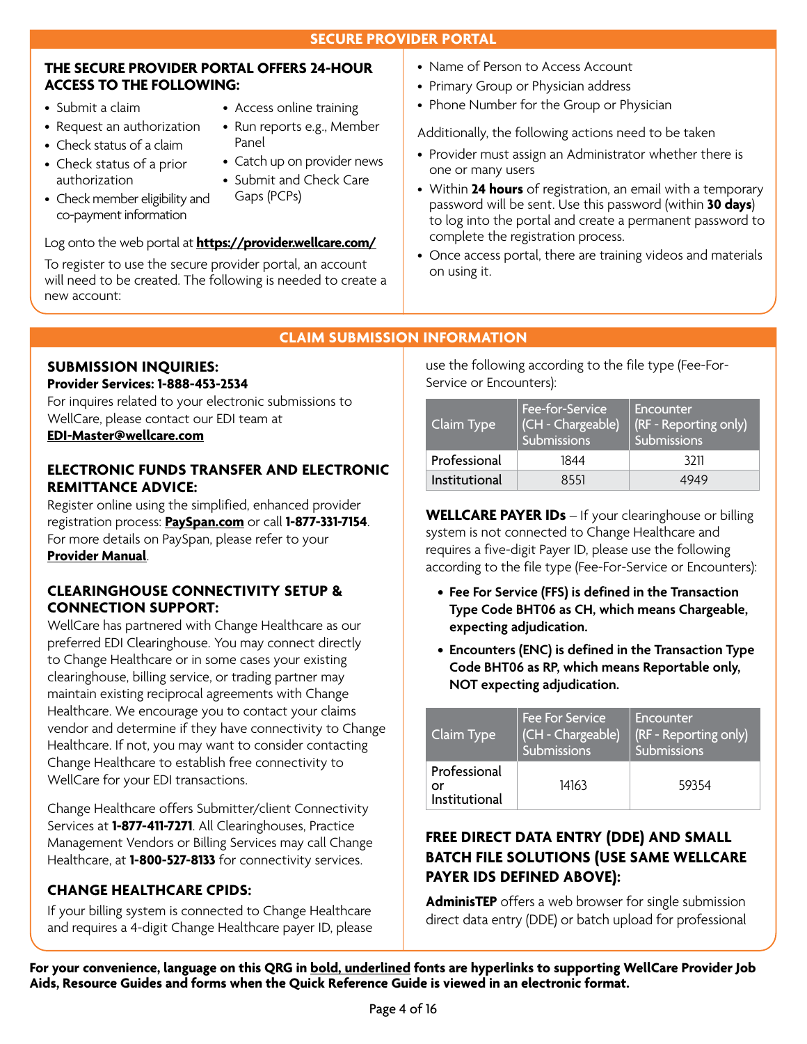## SECURE PROVIDER PORTAL

### THE SECURE PROVIDER PORTAL OFFERS 24-HOUR ACCESS TO THE FOLLOWING:

- Submit a claim
- Request an authorization
- Check status of a claim
- Check status of a prior authorization
- Check member eligibility and co-payment information
- Access online training
- Run reports e.g., Member Panel
- Catch up on provider news
- Submit and Check Care Gaps (PCPs)

Log onto the web portal at **https://provider.wellcare.com/**

To register to use the secure provider portal, an account will need to be created. The following is needed to create a new account:

- Name of Person to Access Account
- Primary Group or Physician address
- Phone Number for the Group or Physician

Additionally, the following actions need to be taken

- Provider must assign an Administrator whether there is one or many users
- Within **24 hours** of registration, an email with a temporary password will be sent. Use this password (within **30 days**) to log into the portal and create a permanent password to complete the registration process.
- Once access portal, there are training videos and materials on using it.

## CLAIM SUBMISSION INFORMATION

### SUBMISSION INQUIRIES:

**Provider Services: 1-888-453-2534**

For inquires related to your electronic submissions to WellCare, please contact our EDI team at **EDI-Master@wellcare.com**

### ELECTRONIC FUNDS TRANSFER AND ELECTRONIC REMITTANCE ADVICE:

Register online using the simplified, enhanced provider registration process: **PaySpan.com** or call **1-877-331-7154**. For more details on PaySpan, please refer to your **Provider Manual**.

### CLEARINGHOUSE CONNECTIVITY SETUP & CONNECTION SUPPORT:

WellCare has partnered with Change Healthcare as our preferred EDI Clearinghouse. You may connect directly to Change Healthcare or in some cases your existing clearinghouse, billing service, or trading partner may maintain existing reciprocal agreements with Change Healthcare. We encourage you to contact your claims vendor and determine if they have connectivity to Change Healthcare. If not, you may want to consider contacting Change Healthcare to establish free connectivity to WellCare for your EDI transactions.

Change Healthcare offers Submitter/client Connectivity Services at **1-877-411-7271**. All Clearinghouses, Practice Management Vendors or Billing Services may call Change Healthcare, at **1-800-527-8133** for connectivity services.

### CHANGE HEALTHCARE CPIDS:

If your billing system is connected to Change Healthcare and requires a 4-digit Change Healthcare payer ID, please use the following according to the file type (Fee-For-Service or Encounters):

| Claim Type | Fee-for-Service (CH - Chargeable) Submissions | Encounter (RF - Reporting only) Submissions |
|---|---|---|
| Professional | 1844 | 3211 |
| Institutional | 8551 | 4949 |

**WELLCARE PAYER IDs** – If your clearinghouse or billing system is not connected to Change Healthcare and requires a five-digit Payer ID, please use the following according to the file type (Fee-For-Service or Encounters):

- **Fee For Service (FFS) is defined in the Transaction Type Code BHT06 as CH, which means Chargeable, expecting adjudication.**
- **Encounters (ENC) is defined in the Transaction Type Code BHT06 as RP, which means Reportable only, NOT expecting adjudication.**

| Claim Type | Fee For Service (CH - Chargeable) Submissions | Encounter (RF - Reporting only) Submissions |
|---|---|---|
| Professional or Institutional | 14163 | 59354 |

### FREE DIRECT DATA ENTRY (DDE) AND SMALL BATCH FILE SOLUTIONS (USE SAME WELLCARE PAYER IDS DEFINED ABOVE):

**AdminisTEP** offers a web browser for single submission direct data entry (DDE) or batch upload for professional

**For your convenience, language on this QRG in bold, underlined fonts are hyperlinks to supporting WellCare Provider Job Aids, Resource Guides and forms when the Quick Reference Guide is viewed in an electronic format.**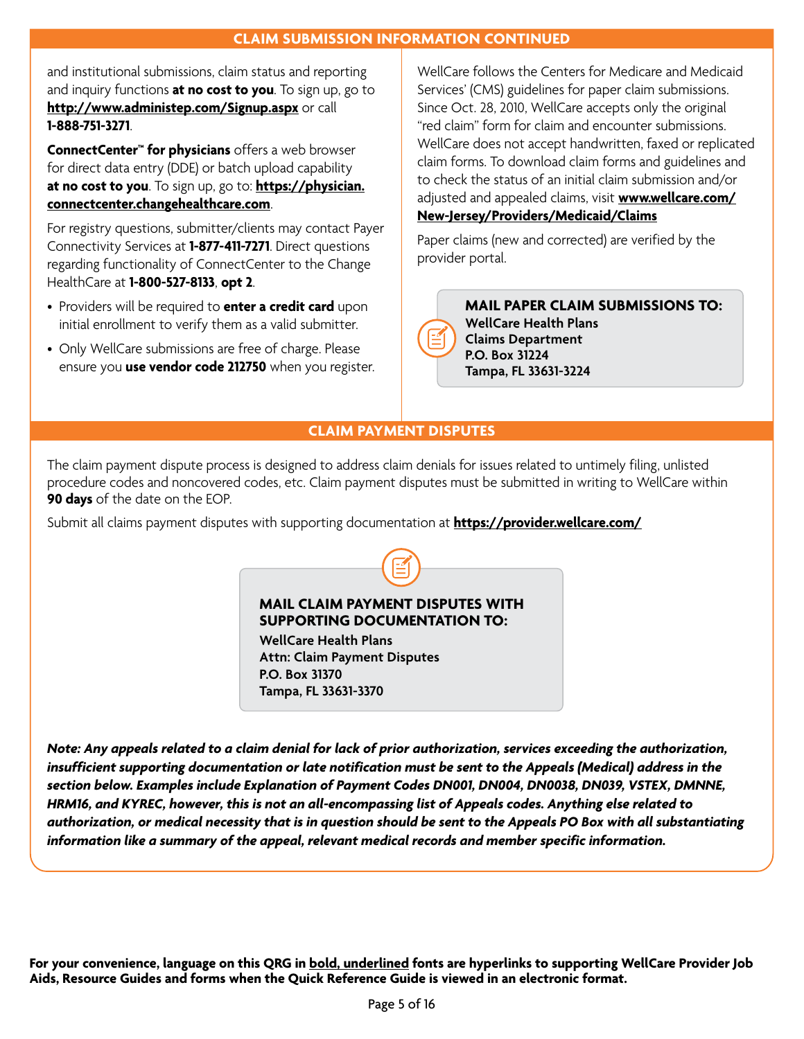## CLAIM SUBMISSION INFORMATION CONTINUED

and institutional submissions, claim status and reporting and inquiry functions **at no cost to you**. To sign up, go to **http://www.administep.com/Signup.aspx** or call **1-888-751-3271**.

**ConnectCenter™ for physicians** offers a web browser for direct data entry (DDE) or batch upload capability **at no cost to you**. To sign up, go to: **https://physician.connectcenter.changehealthcare.com**.

For registry questions, submitter/clients may contact Payer Connectivity Services at **1-877-411-7271**. Direct questions regarding functionality of ConnectCenter to the Change HealthCare at **1-800-527-8133**, **opt 2**.

- Providers will be required to **enter a credit card** upon initial enrollment to verify them as a valid submitter.
- Only WellCare submissions are free of charge. Please ensure you **use vendor code 212750** when you register.

WellCare follows the Centers for Medicare and Medicaid Services' (CMS) guidelines for paper claim submissions. Since Oct. 28, 2010, WellCare accepts only the original "red claim" form for claim and encounter submissions. WellCare does not accept handwritten, faxed or replicated claim forms. To download claim forms and guidelines and to check the status of an initial claim submission and/or adjusted and appealed claims, visit **www.wellcare.com/New-Jersey/Providers/Medicaid/Claims**

Paper claims (new and corrected) are verified by the provider portal.

**MAIL PAPER CLAIM SUBMISSIONS TO:**
**WellCare Health Plans**
**Claims Department**
**P.O. Box 31224**
**Tampa, FL 33631-3224**

## CLAIM PAYMENT DISPUTES

The claim payment dispute process is designed to address claim denials for issues related to untimely filing, unlisted procedure codes and noncovered codes, etc. Claim payment disputes must be submitted in writing to WellCare within **90 days** of the date on the EOP.

Submit all claims payment disputes with supporting documentation at **https://provider.wellcare.com/**

**MAIL CLAIM PAYMENT DISPUTES WITH SUPPORTING DOCUMENTATION TO:**
**WellCare Health Plans**
**Attn: Claim Payment Disputes**
**P.O. Box 31370**
**Tampa, FL 33631-3370**

***Note: Any appeals related to a claim denial for lack of prior authorization, services exceeding the authorization, insufficient supporting documentation or late notification must be sent to the Appeals (Medical) address in the section below. Examples include Explanation of Payment Codes DN001, DN004, DN0038, DN039, VSTEX, DMNNE, HRM16, and KYREC, however, this is not an all-encompassing list of Appeals codes. Anything else related to authorization, or medical necessity that is in question should be sent to the Appeals PO Box with all substantiating information like a summary of the appeal, relevant medical records and member specific information.***

**For your convenience, language on this QRG in bold, underlined fonts are hyperlinks to supporting WellCare Provider Job Aids, Resource Guides and forms when the Quick Reference Guide is viewed in an electronic format.**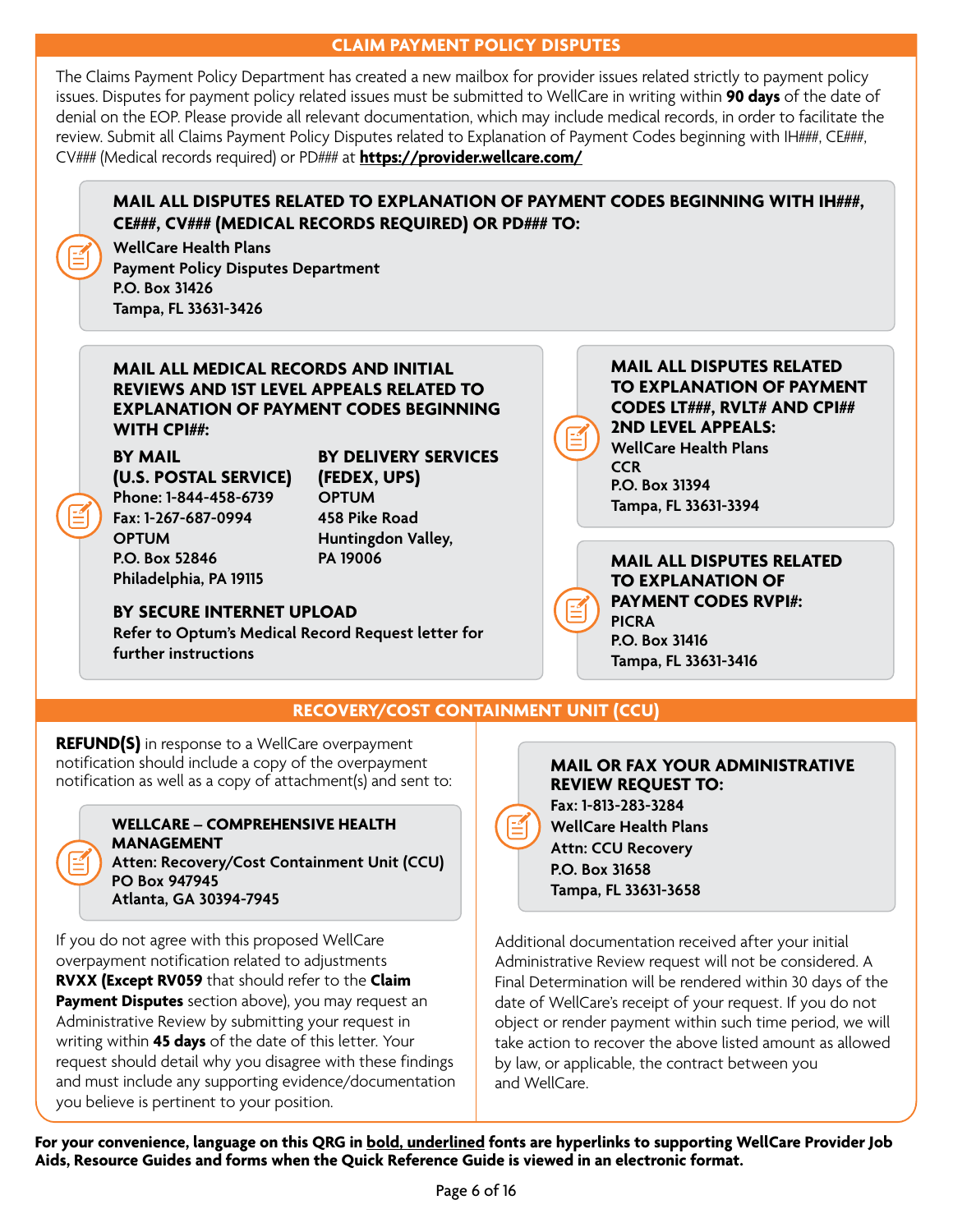## CLAIM PAYMENT POLICY DISPUTES

The Claims Payment Policy Department has created a new mailbox for provider issues related strictly to payment policy issues. Disputes for payment policy related issues must be submitted to WellCare in writing within **90 days** of the date of denial on the EOP. Please provide all relevant documentation, which may include medical records, in order to facilitate the review. Submit all Claims Payment Policy Disputes related to Explanation of Payment Codes beginning with IH###, CE###, CV### (Medical records required) or PD### at **https://provider.wellcare.com/**

**MAIL ALL DISPUTES RELATED TO EXPLANATION OF PAYMENT CODES BEGINNING WITH IH###, CE###, CV### (MEDICAL RECORDS REQUIRED) OR PD### TO:**

**WellCare Health Plans**
**Payment Policy Disputes Department**
**P.O. Box 31426**
**Tampa, FL 33631-3426**

**MAIL ALL MEDICAL RECORDS AND INITIAL REVIEWS AND 1ST LEVEL APPEALS RELATED TO EXPLANATION OF PAYMENT CODES BEGINNING WITH CPI##:**

**BY MAIL (U.S. POSTAL SERVICE)**
**Phone: 1-844-458-6739**
**Fax: 1-267-687-0994**
**OPTUM**
**P.O. Box 52846**
**Philadelphia, PA 19115**

**BY DELIVERY SERVICES (FEDEX, UPS)**
**OPTUM**
**458 Pike Road**
**Huntingdon Valley, PA 19006**

**BY SECURE INTERNET UPLOAD**
**Refer to Optum's Medical Record Request letter for further instructions**

**MAIL ALL DISPUTES RELATED TO EXPLANATION OF PAYMENT CODES LT###, RVLT# AND CPI## 2ND LEVEL APPEALS:**

**WellCare Health Plans**
**CCR**
**P.O. Box 31394**
**Tampa, FL 33631-3394**

**MAIL ALL DISPUTES RELATED TO EXPLANATION OF PAYMENT CODES RVPI#:**

**PICRA**
**P.O. Box 31416**
**Tampa, FL 33631-3416**

## RECOVERY/COST CONTAINMENT UNIT (CCU)

**REFUND(S)** in response to a WellCare overpayment notification should include a copy of the overpayment notification as well as a copy of attachment(s) and sent to:

**WELLCARE – COMPREHENSIVE HEALTH MANAGEMENT**
**Atten: Recovery/Cost Containment Unit (CCU)**
**PO Box 947945**
**Atlanta, GA 30394-7945**

If you do not agree with this proposed WellCare overpayment notification related to adjustments **RVXX (Except RV059** that should refer to the **Claim Payment Disputes** section above), you may request an Administrative Review by submitting your request in writing within **45 days** of the date of this letter. Your request should detail why you disagree with these findings and must include any supporting evidence/documentation you believe is pertinent to your position.

**MAIL OR FAX YOUR ADMINISTRATIVE REVIEW REQUEST TO:**

**Fax: 1-813-283-3284**
**WellCare Health Plans**
**Attn: CCU Recovery**
**P.O. Box 31658**
**Tampa, FL 33631-3658**

Additional documentation received after your initial Administrative Review request will not be considered. A Final Determination will be rendered within 30 days of the date of WellCare's receipt of your request. If you do not object or render payment within such time period, we will take action to recover the above listed amount as allowed by law, or applicable, the contract between you and WellCare.

**For your convenience, language on this QRG in bold, underlined fonts are hyperlinks to supporting WellCare Provider Job Aids, Resource Guides and forms when the Quick Reference Guide is viewed in an electronic format.**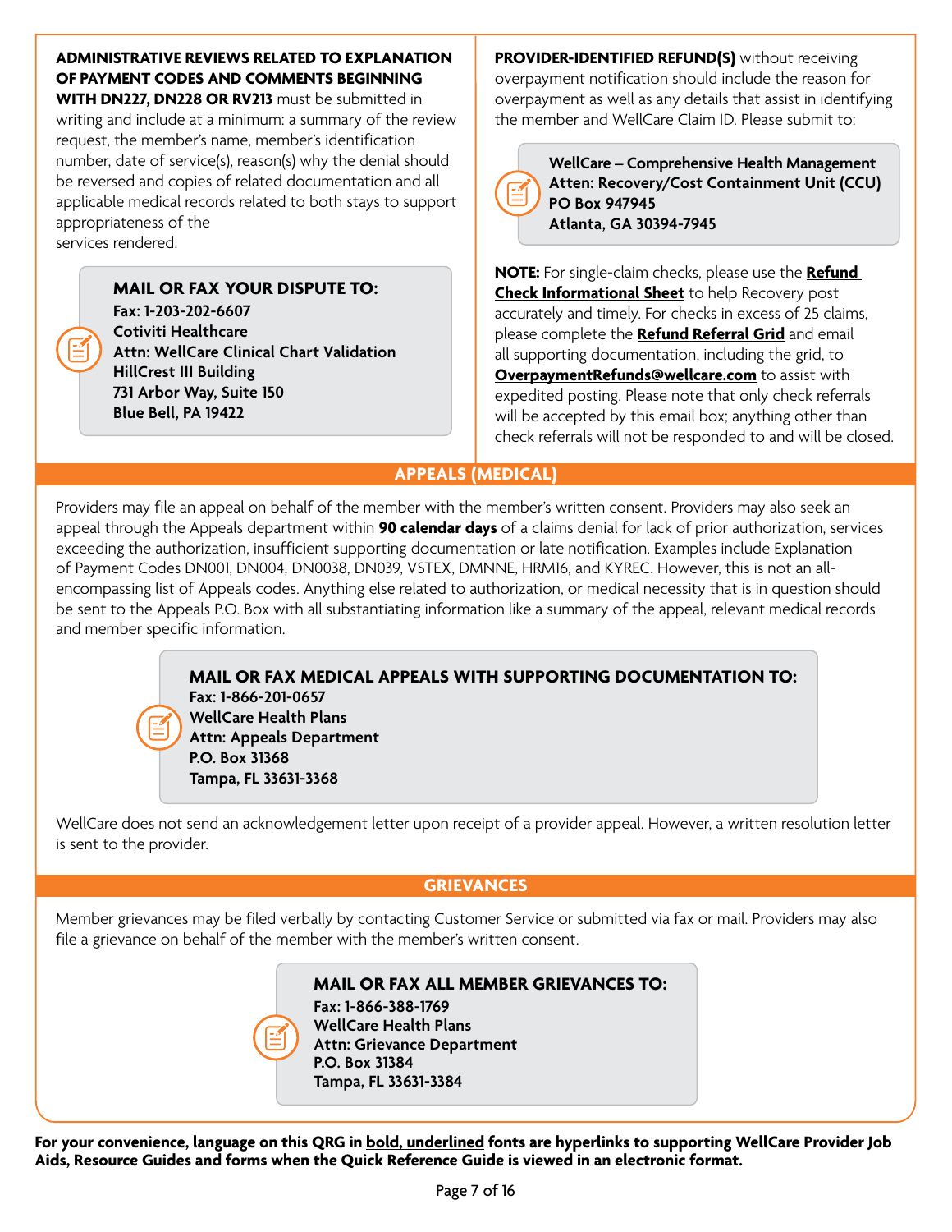**ADMINISTRATIVE REVIEWS RELATED TO EXPLANATION OF PAYMENT CODES AND COMMENTS BEGINNING WITH DN227, DN228 OR RV213** must be submitted in writing and include at a minimum: a summary of the review request, the member's name, member's identification number, date of service(s), reason(s) why the denial should be reversed and copies of related documentation and all applicable medical records related to both stays to support appropriateness of the services rendered.

**MAIL OR FAX YOUR DISPUTE TO:**
**Fax: 1-203-202-6607**
**Cotiviti Healthcare**
**Attn: WellCare Clinical Chart Validation**
**HillCrest III Building**
**731 Arbor Way, Suite 150**
**Blue Bell, PA 19422**

**PROVIDER-IDENTIFIED REFUND(S)** without receiving overpayment notification should include the reason for overpayment as well as any details that assist in identifying the member and WellCare Claim ID. Please submit to:

**WellCare – Comprehensive Health Management**
**Atten: Recovery/Cost Containment Unit (CCU)**
**PO Box 947945**
**Atlanta, GA 30394-7945**

**NOTE:** For single-claim checks, please use the **Refund Check Informational Sheet** to help Recovery post accurately and timely. For checks in excess of 25 claims, please complete the **Refund Referral Grid** and email all supporting documentation, including the grid, to **OverpaymentRefunds@wellcare.com** to assist with expedited posting. Please note that only check referrals will be accepted by this email box; anything other than check referrals will not be responded to and will be closed.

## APPEALS (MEDICAL)

Providers may file an appeal on behalf of the member with the member's written consent. Providers may also seek an appeal through the Appeals department within **90 calendar days** of a claims denial for lack of prior authorization, services exceeding the authorization, insufficient supporting documentation or late notification. Examples include Explanation of Payment Codes DN001, DN004, DN0038, DN039, VSTEX, DMNNE, HRM16, and KYREC. However, this is not an all-encompassing list of Appeals codes. Anything else related to authorization, or medical necessity that is in question should be sent to the Appeals P.O. Box with all substantiating information like a summary of the appeal, relevant medical records and member specific information.

**MAIL OR FAX MEDICAL APPEALS WITH SUPPORTING DOCUMENTATION TO:**
**Fax: 1-866-201-0657**
**WellCare Health Plans**
**Attn: Appeals Department**
**P.O. Box 31368**
**Tampa, FL 33631-3368**

WellCare does not send an acknowledgement letter upon receipt of a provider appeal. However, a written resolution letter is sent to the provider.

## GRIEVANCES

Member grievances may be filed verbally by contacting Customer Service or submitted via fax or mail. Providers may also file a grievance on behalf of the member with the member's written consent.

**MAIL OR FAX ALL MEMBER GRIEVANCES TO:**
**Fax: 1-866-388-1769**
**WellCare Health Plans**
**Attn: Grievance Department**
**P.O. Box 31384**
**Tampa, FL 33631-3384**

**For your convenience, language on this QRG in bold, underlined fonts are hyperlinks to supporting WellCare Provider Job Aids, Resource Guides and forms when the Quick Reference Guide is viewed in an electronic format.**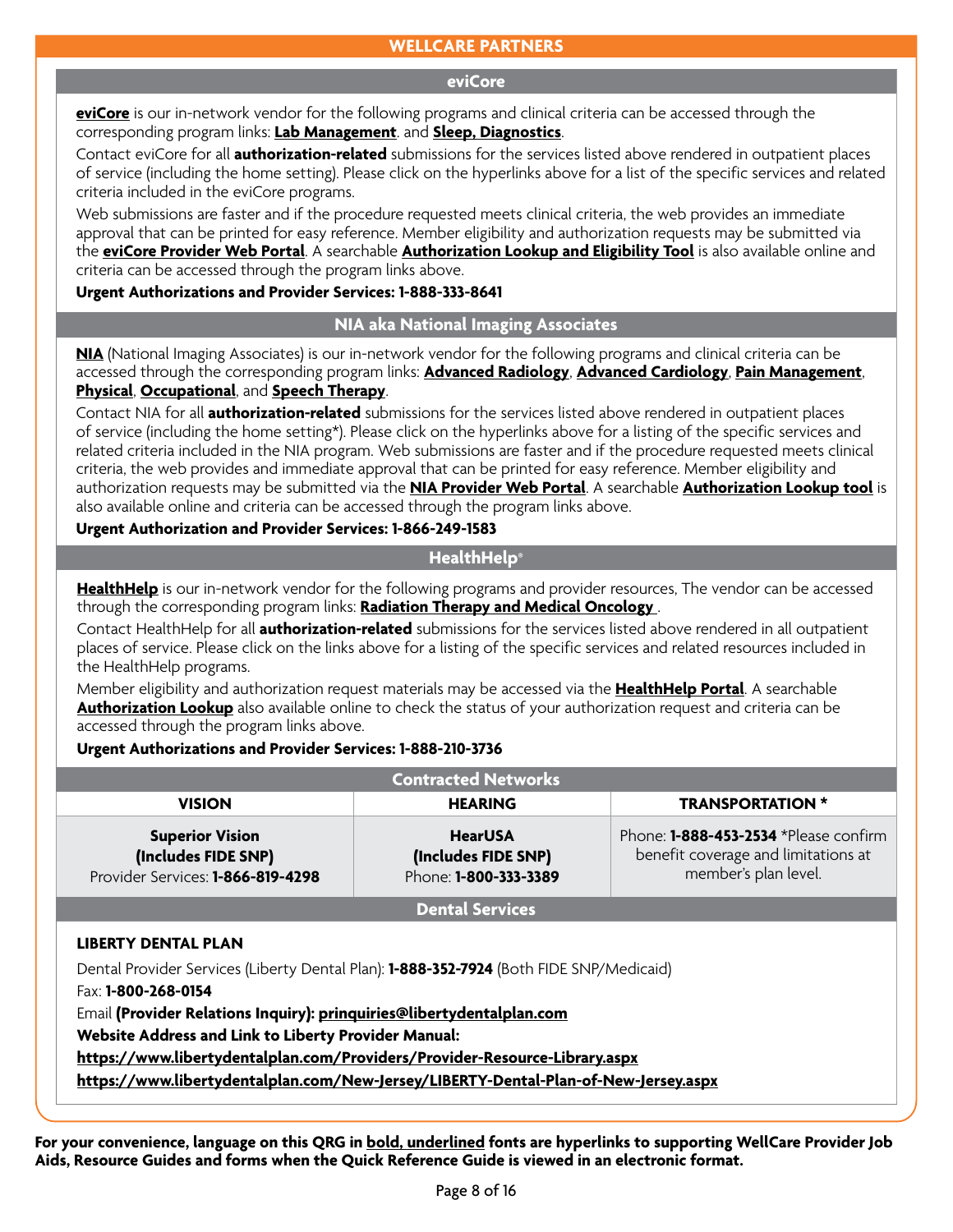## WELLCARE PARTNERS

### eviCore

**eviCore** is our in-network vendor for the following programs and clinical criteria can be accessed through the corresponding program links: **Lab Management**. and **Sleep, Diagnostics**.

Contact eviCore for all **authorization-related** submissions for the services listed above rendered in outpatient places of service (including the home setting). Please click on the hyperlinks above for a list of the specific services and related criteria included in the eviCore programs.

Web submissions are faster and if the procedure requested meets clinical criteria, the web provides an immediate approval that can be printed for easy reference. Member eligibility and authorization requests may be submitted via the **eviCore Provider Web Portal**. A searchable **Authorization Lookup and Eligibility Tool** is also available online and criteria can be accessed through the program links above.

**Urgent Authorizations and Provider Services: 1-888-333-8641**

### NIA aka National Imaging Associates

**NIA** (National Imaging Associates) is our in-network vendor for the following programs and clinical criteria can be accessed through the corresponding program links: **Advanced Radiology**, **Advanced Cardiology**, **Pain Management**, **Physical**, **Occupational**, and **Speech Therapy**.

Contact NIA for all **authorization-related** submissions for the services listed above rendered in outpatient places of service (including the home setting*). Please click on the hyperlinks above for a listing of the specific services and related criteria included in the NIA program. Web submissions are faster and if the procedure requested meets clinical criteria, the web provides and immediate approval that can be printed for easy reference. Member eligibility and authorization requests may be submitted via the **NIA Provider Web Portal**. A searchable **Authorization Lookup tool** is also available online and criteria can be accessed through the program links above.

**Urgent Authorization and Provider Services: 1-866-249-1583**

### HealthHelp®

**HealthHelp** is our in-network vendor for the following programs and provider resources, The vendor can be accessed through the corresponding program links: **Radiation Therapy and Medical Oncology** .

Contact HealthHelp for all **authorization-related** submissions for the services listed above rendered in all outpatient places of service. Please click on the links above for a listing of the specific services and related resources included in the HealthHelp programs.

Member eligibility and authorization request materials may be accessed via the **HealthHelp Portal**. A searchable **Authorization Lookup** also available online to check the status of your authorization request and criteria can be accessed through the program links above.

**Urgent Authorizations and Provider Services: 1-888-210-3736**

### Contracted Networks

| VISION | HEARING | TRANSPORTATION * |
|---|---|---|
| **Superior Vision (Includes FIDE SNP)** Provider Services: **1-866-819-4298** | **HearUSA (Includes FIDE SNP)** Phone: **1-800-333-3389** | Phone: **1-888-453-2534** *Please confirm benefit coverage and limitations at member's plan level. |

### Dental Services

**LIBERTY DENTAL PLAN**

Dental Provider Services (Liberty Dental Plan): **1-888-352-7924** (Both FIDE SNP/Medicaid)

Fax: **1-800-268-0154**

Email **(Provider Relations Inquiry): prinquiries@libertydentalplan.com**

**Website Address and Link to Liberty Provider Manual:**

**https://www.libertydentalplan.com/Providers/Provider-Resource-Library.aspx**

**https://www.libertydentalplan.com/New-Jersey/LIBERTY-Dental-Plan-of-New-Jersey.aspx**

**For your convenience, language on this QRG in bold, underlined fonts are hyperlinks to supporting WellCare Provider Job Aids, Resource Guides and forms when the Quick Reference Guide is viewed in an electronic format.**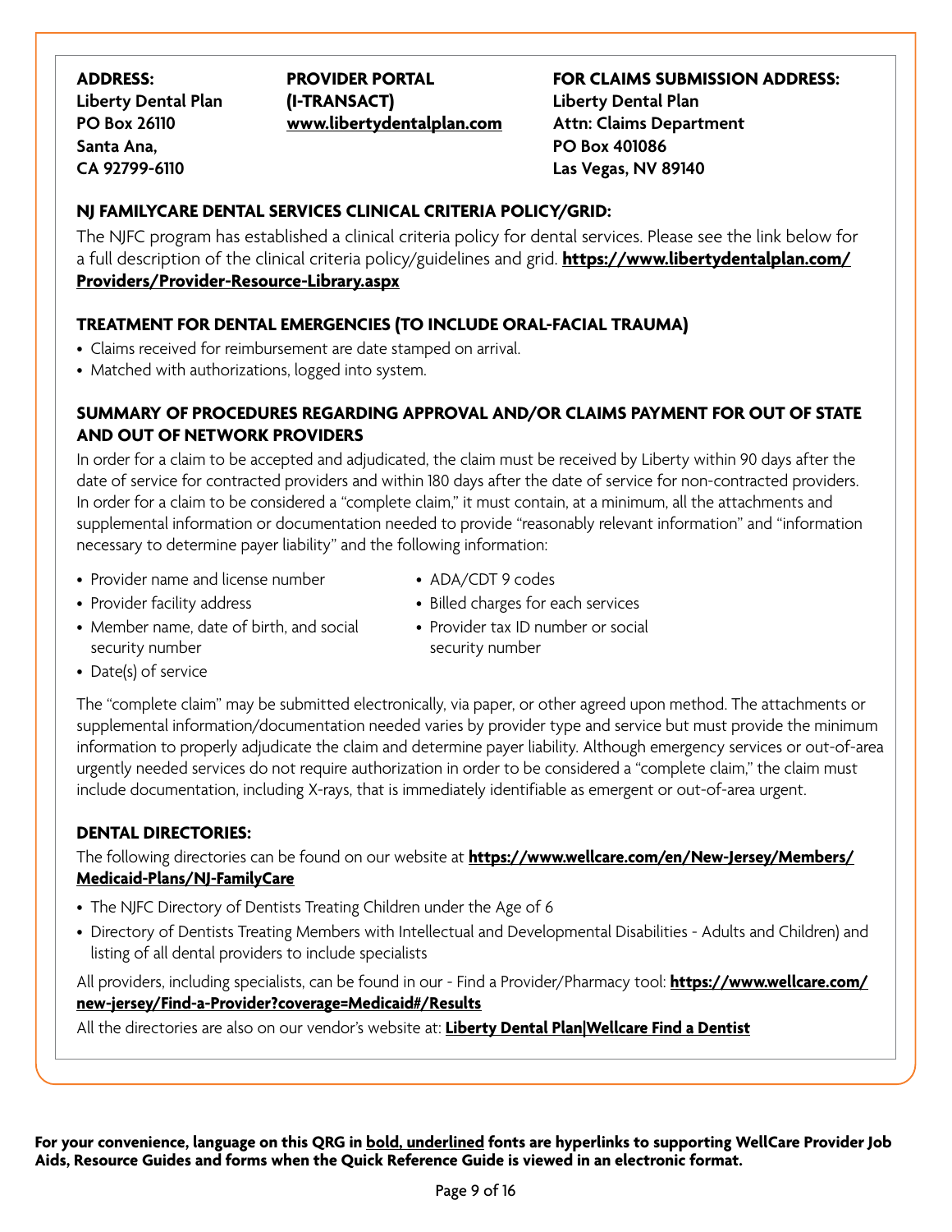**ADDRESS:**
**Liberty Dental Plan**
**PO Box 26110**
**Santa Ana,**
**CA 92799-6110**

**PROVIDER PORTAL (I-TRANSACT)**
**www.libertydentalplan.com**

**FOR CLAIMS SUBMISSION ADDRESS:**
**Liberty Dental Plan**
**Attn: Claims Department**
**PO Box 401086**
**Las Vegas, NV 89140**

### NJ FAMILYCARE DENTAL SERVICES CLINICAL CRITERIA POLICY/GRID:

The NJFC program has established a clinical criteria policy for dental services. Please see the link below for a full description of the clinical criteria policy/guidelines and grid. **https://www.libertydentalplan.com/Providers/Provider-Resource-Library.aspx**

### TREATMENT FOR DENTAL EMERGENCIES (TO INCLUDE ORAL-FACIAL TRAUMA)

- Claims received for reimbursement are date stamped on arrival.
- Matched with authorizations, logged into system.

### SUMMARY OF PROCEDURES REGARDING APPROVAL AND/OR CLAIMS PAYMENT FOR OUT OF STATE AND OUT OF NETWORK PROVIDERS

In order for a claim to be accepted and adjudicated, the claim must be received by Liberty within 90 days after the date of service for contracted providers and within 180 days after the date of service for non-contracted providers. In order for a claim to be considered a "complete claim," it must contain, at a minimum, all the attachments and supplemental information or documentation needed to provide "reasonably relevant information" and "information necessary to determine payer liability" and the following information:

- Provider name and license number
- Provider facility address
- Member name, date of birth, and social security number
- Date(s) of service
- ADA/CDT 9 codes
- Billed charges for each services
- Provider tax ID number or social security number

The "complete claim" may be submitted electronically, via paper, or other agreed upon method. The attachments or supplemental information/documentation needed varies by provider type and service but must provide the minimum information to properly adjudicate the claim and determine payer liability. Although emergency services or out-of-area urgently needed services do not require authorization in order to be considered a "complete claim," the claim must include documentation, including X-rays, that is immediately identifiable as emergent or out-of-area urgent.

### DENTAL DIRECTORIES:

The following directories can be found on our website at **https://www.wellcare.com/en/New-Jersey/Members/Medicaid-Plans/NJ-FamilyCare**

- The NJFC Directory of Dentists Treating Children under the Age of 6
- Directory of Dentists Treating Members with Intellectual and Developmental Disabilities - Adults and Children) and listing of all dental providers to include specialists

All providers, including specialists, can be found in our - Find a Provider/Pharmacy tool: **https://www.wellcare.com/new-jersey/Find-a-Provider?coverage=Medicaid#/Results**

All the directories are also on our vendor's website at: **Liberty Dental Plan|Wellcare Find a Dentist**

**For your convenience, language on this QRG in bold, underlined fonts are hyperlinks to supporting WellCare Provider Job Aids, Resource Guides and forms when the Quick Reference Guide is viewed in an electronic format.**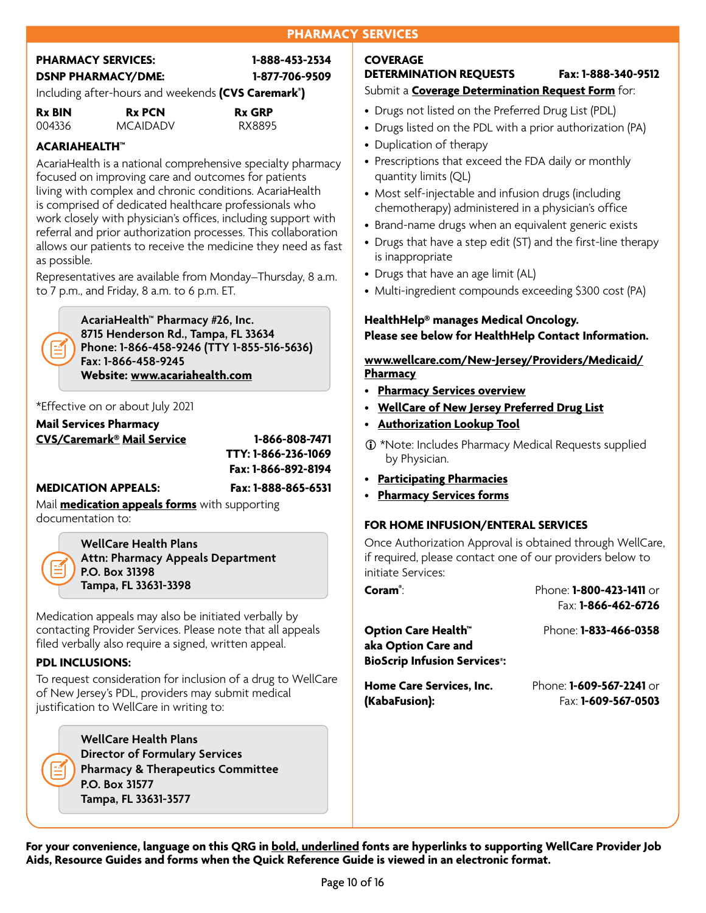## PHARMACY SERVICES

**PHARMACY SERVICES:** **1-888-453-2534**
**DSNP PHARMACY/DME:** **1-877-706-9509**

Including after-hours and weekends **(CVS Caremark®)**

| Rx BIN | Rx PCN | Rx GRP |
|---|---|---|
| 004336 | MCAIDADV | RX8895 |

### ACARIAHEALTH™

AcariaHealth is a national comprehensive specialty pharmacy focused on improving care and outcomes for patients living with complex and chronic conditions. AcariaHealth is comprised of dedicated healthcare professionals who work closely with physician's offices, including support with referral and prior authorization processes. This collaboration allows our patients to receive the medicine they need as fast as possible.

Representatives are available from Monday–Thursday, 8 a.m. to 7 p.m., and Friday, 8 a.m. to 6 p.m. ET.

> **AcariaHealth™ Pharmacy #26, Inc.**
> **8715 Henderson Rd., Tampa, FL 33634**
> **Phone: 1-866-458-9246 (TTY 1-855-516-5636)**
> **Fax: 1-866-458-9245**
> **Website: www.acariahealth.com**

*Effective on or about July 2021

**Mail Services Pharmacy**
**CVS/Caremark® Mail Service** **1-866-808-7471**
**TTY: 1-866-236-1069**
**Fax: 1-866-892-8194**

**MEDICATION APPEALS:** **Fax: 1-888-865-6531**

Mail **medication appeals forms** with supporting documentation to:

> **WellCare Health Plans**
> **Attn: Pharmacy Appeals Department**
> **P.O. Box 31398**
> **Tampa, FL 33631-3398**

Medication appeals may also be initiated verbally by contacting Provider Services. Please note that all appeals filed verbally also require a signed, written appeal.

**PDL INCLUSIONS:**

To request consideration for inclusion of a drug to WellCare of New Jersey's PDL, providers may submit medical justification to WellCare in writing to:

> **WellCare Health Plans**
> **Director of Formulary Services**
> **Pharmacy & Therapeutics Committee**
> **P.O. Box 31577**
> **Tampa, FL 33631-3577**

**COVERAGE DETERMINATION REQUESTS** **Fax: 1-888-340-9512**

Submit a **Coverage Determination Request Form** for:

- Drugs not listed on the Preferred Drug List (PDL)
- Drugs listed on the PDL with a prior authorization (PA)
- Duplication of therapy
- Prescriptions that exceed the FDA daily or monthly quantity limits (QL)
- Most self-injectable and infusion drugs (including chemotherapy) administered in a physician's office
- Brand-name drugs when an equivalent generic exists
- Drugs that have a step edit (ST) and the first-line therapy is inappropriate
- Drugs that have an age limit (AL)
- Multi-ingredient compounds exceeding $300 cost (PA)

**HealthHelp® manages Medical Oncology.**
**Please see below for HealthHelp Contact Information.**

**www.wellcare.com/New-Jersey/Providers/Medicaid/Pharmacy**

- **Pharmacy Services overview**
- **WellCare of New Jersey Preferred Drug List**
- **Authorization Lookup Tool**

ⓘ *Note: Includes Pharmacy Medical Requests supplied by Physician.

- **Participating Pharmacies**
- **Pharmacy Services forms**

**FOR HOME INFUSION/ENTERAL SERVICES**

Once Authorization Approval is obtained through WellCare, if required, please contact one of our providers below to initiate Services:

**Coram®:** Phone: **1-800-423-1411** or Fax: **1-866-462-6726**

**Option Care Health™ aka Option Care and BioScrip Infusion Services®:** Phone: **1-833-466-0358**

**Home Care Services, Inc. (KabaFusion):** Phone: **1-609-567-2241** or Fax: **1-609-567-0503**

**For your convenience, language on this QRG in bold, underlined fonts are hyperlinks to supporting WellCare Provider Job Aids, Resource Guides and forms when the Quick Reference Guide is viewed in an electronic format.**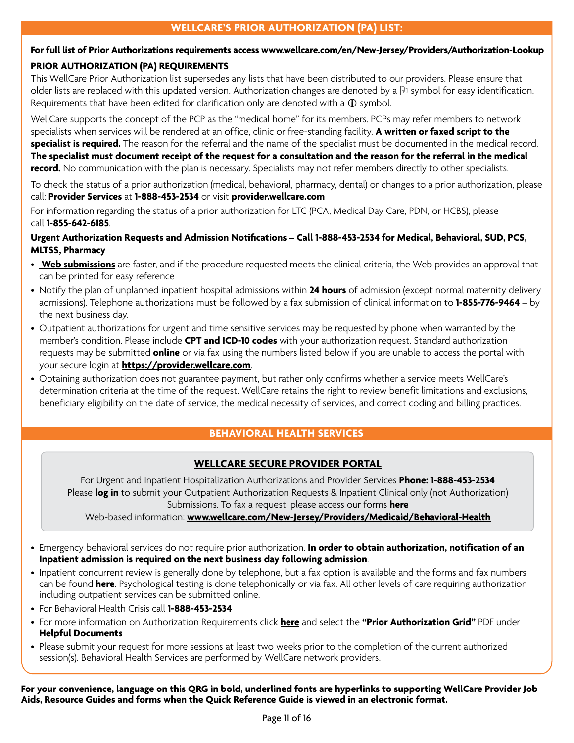## WELLCARE'S PRIOR AUTHORIZATION (PA) LIST:

**For full list of Prior Authorizations requirements access www.wellcare.com/en/New-Jersey/Providers/Authorization-Lookup**

**PRIOR AUTHORIZATION (PA) REQUIREMENTS**

This WellCare Prior Authorization list supersedes any lists that have been distributed to our providers. Please ensure that older lists are replaced with this updated version. Authorization changes are denoted by a ⚐ symbol for easy identification. Requirements that have been edited for clarification only are denoted with a ⓘ symbol.

WellCare supports the concept of the PCP as the "medical home" for its members. PCPs may refer members to network specialists when services will be rendered at an office, clinic or free-standing facility. **A written or faxed script to the specialist is required.** The reason for the referral and the name of the specialist must be documented in the medical record. **The specialist must document receipt of the request for a consultation and the reason for the referral in the medical record.** No communication with the plan is necessary. Specialists may not refer members directly to other specialists.

To check the status of a prior authorization (medical, behavioral, pharmacy, dental) or changes to a prior authorization, please call: **Provider Services** at **1-888-453-2534** or visit **provider.wellcare.com**

For information regarding the status of a prior authorization for LTC (PCA, Medical Day Care, PDN, or HCBS), please call **1-855-642-6185**.

**Urgent Authorization Requests and Admission Notifications – Call 1-888-453-2534 for Medical, Behavioral, SUD, PCS, MLTSS, Pharmacy**

- **Web submissions** are faster, and if the procedure requested meets the clinical criteria, the Web provides an approval that can be printed for easy reference
- Notify the plan of unplanned inpatient hospital admissions within **24 hours** of admission (except normal maternity delivery admissions). Telephone authorizations must be followed by a fax submission of clinical information to **1-855-776-9464** – by the next business day.
- Outpatient authorizations for urgent and time sensitive services may be requested by phone when warranted by the member's condition. Please include **CPT and ICD-10 codes** with your authorization request. Standard authorization requests may be submitted **online** or via fax using the numbers listed below if you are unable to access the portal with your secure login at **https://provider.wellcare.com**.
- Obtaining authorization does not guarantee payment, but rather only confirms whether a service meets WellCare's determination criteria at the time of the request. WellCare retains the right to review benefit limitations and exclusions, beneficiary eligibility on the date of service, the medical necessity of services, and correct coding and billing practices.

## BEHAVIORAL HEALTH SERVICES

### WELLCARE SECURE PROVIDER PORTAL

For Urgent and Inpatient Hospitalization Authorizations and Provider Services **Phone: 1-888-453-2534**
Please **log in** to submit your Outpatient Authorization Requests & Inpatient Clinical only (not Authorization) Submissions. To fax a request, please access our forms **here**
Web-based information: **www.wellcare.com/New-Jersey/Providers/Medicaid/Behavioral-Health**

- Emergency behavioral services do not require prior authorization. **In order to obtain authorization, notification of an Inpatient admission is required on the next business day following admission**.
- Inpatient concurrent review is generally done by telephone, but a fax option is available and the forms and fax numbers can be found **here**. Psychological testing is done telephonically or via fax. All other levels of care requiring authorization including outpatient services can be submitted online.
- For Behavioral Health Crisis call **1-888-453-2534**
- For more information on Authorization Requirements click **here** and select the **"Prior Authorization Grid"** PDF under **Helpful Documents**
- Please submit your request for more sessions at least two weeks prior to the completion of the current authorized session(s). Behavioral Health Services are performed by WellCare network providers.

**For your convenience, language on this QRG in bold, underlined fonts are hyperlinks to supporting WellCare Provider Job Aids, Resource Guides and forms when the Quick Reference Guide is viewed in an electronic format.**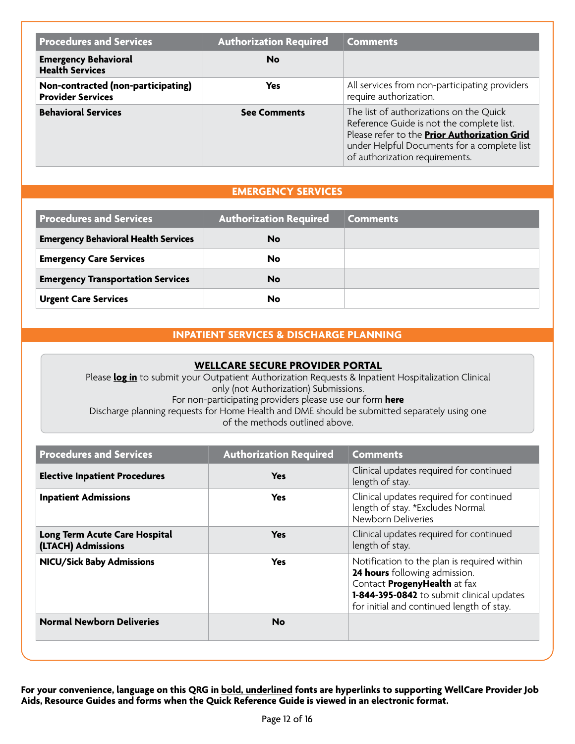| Procedures and Services | Authorization Required | Comments |
| --- | --- | --- |
| **Emergency Behavioral Health Services** | **No** | |
| **Non-contracted (non-participating) Provider Services** | **Yes** | All services from non-participating providers require authorization. |
| **Behavioral Services** | **See Comments** | The list of authorizations on the Quick Reference Guide is not the complete list. Please refer to the **<u>Prior Authorization Grid</u>** under Helpful Documents for a complete list of authorization requirements. |

## EMERGENCY SERVICES

| Procedures and Services | Authorization Required | Comments |
| --- | --- | --- |
| **Emergency Behavioral Health Services** | **No** | |
| **Emergency Care Services** | **No** | |
| **Emergency Transportation Services** | **No** | |
| **Urgent Care Services** | **No** | |

## INPATIENT SERVICES & DISCHARGE PLANNING

**<u>WELLCARE SECURE PROVIDER PORTAL</u>**

Please **<u>log in</u>** to submit your Outpatient Authorization Requests & Inpatient Hospitalization Clinical only (not Authorization) Submissions.
For non-participating providers please use our form **<u>here</u>**
Discharge planning requests for Home Health and DME should be submitted separately using one of the methods outlined above.

| Procedures and Services | Authorization Required | Comments |
| --- | --- | --- |
| **Elective Inpatient Procedures** | **Yes** | Clinical updates required for continued length of stay. |
| **Inpatient Admissions** | **Yes** | Clinical updates required for continued length of stay. *Excludes Normal Newborn Deliveries |
| **Long Term Acute Care Hospital (LTACH) Admissions** | **Yes** | Clinical updates required for continued length of stay. |
| **NICU/Sick Baby Admissions** | **Yes** | Notification to the plan is required within **24 hours** following admission. Contact **ProgenyHealth** at fax **1-844-395-0842** to submit clinical updates for initial and continued length of stay. |
| **Normal Newborn Deliveries** | **No** | |

**For your convenience, language on this QRG in <u>bold, underlined</u> fonts are hyperlinks to supporting WellCare Provider Job Aids, Resource Guides and forms when the Quick Reference Guide is viewed in an electronic format.**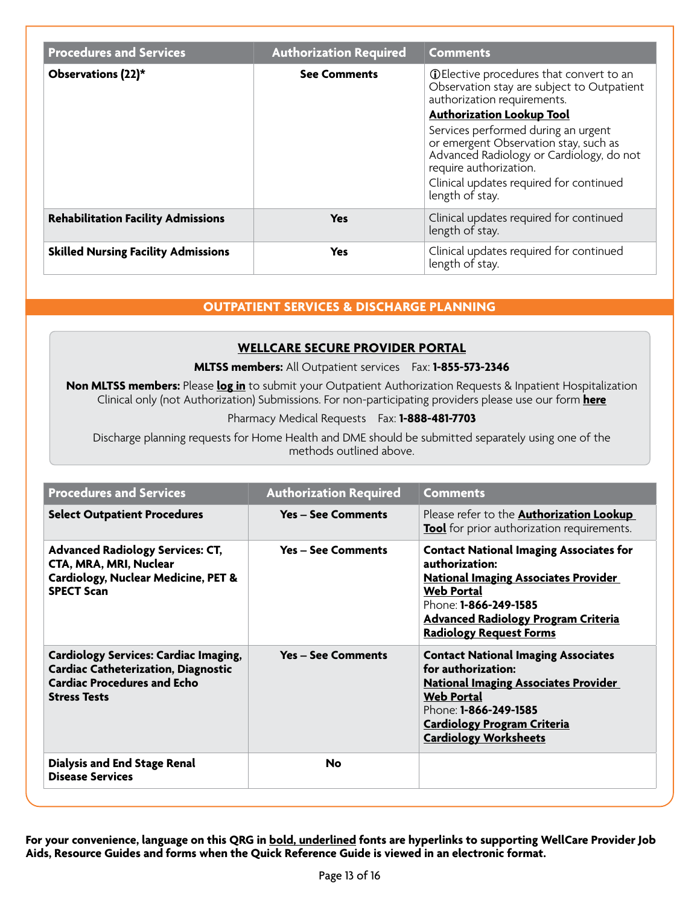| Procedures and Services | Authorization Required | Comments |
| --- | --- | --- |
| **Observations (22)*** | **See Comments** | ⓘElective procedures that convert to an Observation stay are subject to Outpatient authorization requirements. **Authorization Lookup Tool** Services performed during an urgent or emergent Observation stay, such as Advanced Radiology or Cardiology, do not require authorization. Clinical updates required for continued length of stay. |
| **Rehabilitation Facility Admissions** | **Yes** | Clinical updates required for continued length of stay. |
| **Skilled Nursing Facility Admissions** | **Yes** | Clinical updates required for continued length of stay. |

## OUTPATIENT SERVICES & DISCHARGE PLANNING

**WELLCARE SECURE PROVIDER PORTAL**

**MLTSS members:** All Outpatient services  Fax: **1-855-573-2346**

**Non MLTSS members:** Please **log in** to submit your Outpatient Authorization Requests & Inpatient Hospitalization Clinical only (not Authorization) Submissions. For non-participating providers please use our form **here**

Pharmacy Medical Requests  Fax: **1-888-481-7703**

Discharge planning requests for Home Health and DME should be submitted separately using one of the methods outlined above.

| Procedures and Services | Authorization Required | Comments |
| --- | --- | --- |
| **Select Outpatient Procedures** | **Yes – See Comments** | Please refer to the **Authorization Lookup Tool** for prior authorization requirements. |
| **Advanced Radiology Services: CT, CTA, MRA, MRI, Nuclear Cardiology, Nuclear Medicine, PET & SPECT Scan** | **Yes – See Comments** | **Contact National Imaging Associates for authorization:** **National Imaging Associates Provider Web Portal** Phone: **1-866-249-1585** **Advanced Radiology Program Criteria** **Radiology Request Forms** |
| **Cardiology Services: Cardiac Imaging, Cardiac Catheterization, Diagnostic Cardiac Procedures and Echo Stress Tests** | **Yes – See Comments** | **Contact National Imaging Associates for authorization:** **National Imaging Associates Provider Web Portal** Phone: **1-866-249-1585** **Cardiology Program Criteria** **Cardiology Worksheets** |
| **Dialysis and End Stage Renal Disease Services** | **No** | |

**For your convenience, language on this QRG in bold, underlined fonts are hyperlinks to supporting WellCare Provider Job Aids, Resource Guides and forms when the Quick Reference Guide is viewed in an electronic format.**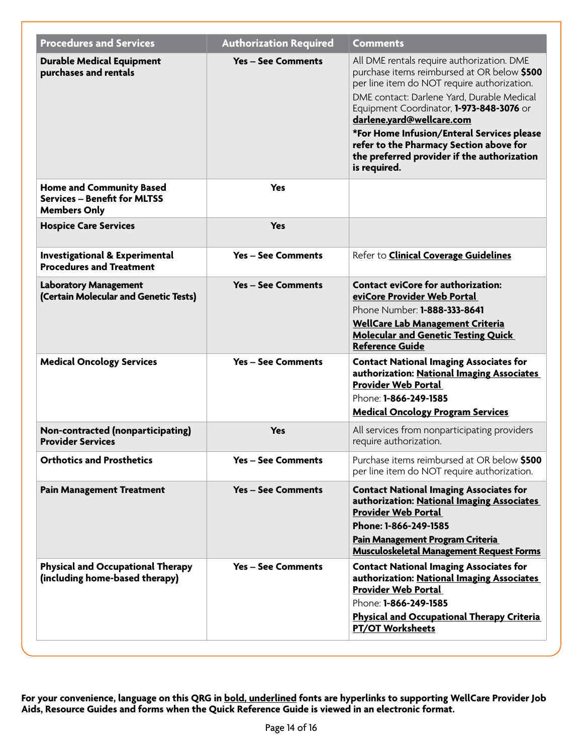| Procedures and Services | Authorization Required | Comments |
|---|---|---|
| **Durable Medical Equipment purchases and rentals** | **Yes – See Comments** | All DME rentals require authorization. DME purchase items reimbursed at OR below **$500** per line item do NOT require authorization.<br>DME contact: Darlene Yard, Durable Medical Equipment Coordinator, **1-973-848-3076** or **darlene.yard@wellcare.com**<br>**\*For Home Infusion/Enteral Services please refer to the Pharmacy Section above for the preferred provider if the authorization is required.** |
| **Home and Community Based Services – Benefit for MLTSS Members Only** | **Yes** | |
| **Hospice Care Services** | **Yes** | |
| **Investigational & Experimental Procedures and Treatment** | **Yes – See Comments** | Refer to **Clinical Coverage Guidelines** |
| **Laboratory Management (Certain Molecular and Genetic Tests)** | **Yes – See Comments** | **Contact eviCore for authorization:**<br>**eviCore Provider Web Portal**<br>Phone Number: **1-888-333-8641**<br>**WellCare Lab Management Criteria**<br>**Molecular and Genetic Testing Quick Reference Guide** |
| **Medical Oncology Services** | **Yes – See Comments** | **Contact National Imaging Associates for authorization: National Imaging Associates Provider Web Portal**<br>Phone: **1-866-249-1585**<br>**Medical Oncology Program Services** |
| **Non-contracted (nonparticipating) Provider Services** | **Yes** | All services from nonparticipating providers require authorization. |
| **Orthotics and Prosthetics** | **Yes – See Comments** | Purchase items reimbursed at OR below **$500** per line item do NOT require authorization. |
| **Pain Management Treatment** | **Yes – See Comments** | **Contact National Imaging Associates for authorization: National Imaging Associates Provider Web Portal**<br>**Phone: 1-866-249-1585**<br>**Pain Management Program Criteria**<br>**Musculoskeletal Management Request Forms** |
| **Physical and Occupational Therapy (including home-based therapy)** | **Yes – See Comments** | **Contact National Imaging Associates for authorization: National Imaging Associates Provider Web Portal**<br>Phone: **1-866-249-1585**<br>**Physical and Occupational Therapy Criteria**<br>**PT/OT Worksheets** |

**For your convenience, language on this QRG in bold, underlined fonts are hyperlinks to supporting WellCare Provider Job Aids, Resource Guides and forms when the Quick Reference Guide is viewed in an electronic format.**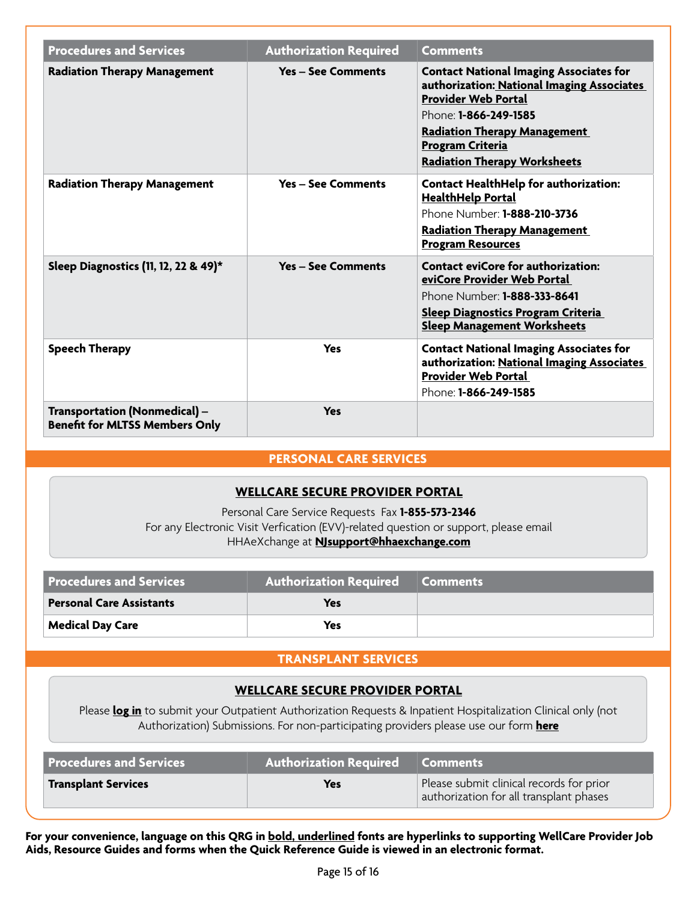| Procedures and Services | Authorization Required | Comments |
|---|---|---|
| **Radiation Therapy Management** | **Yes – See Comments** | **Contact National Imaging Associates for authorization: National Imaging Associates Provider Web Portal**<br>Phone: **1-866-249-1585**<br>**Radiation Therapy Management Program Criteria**<br>**Radiation Therapy Worksheets** |
| **Radiation Therapy Management** | **Yes – See Comments** | **Contact HealthHelp for authorization: HealthHelp Portal**<br>Phone Number: **1-888-210-3736**<br>**Radiation Therapy Management Program Resources** |
| **Sleep Diagnostics (11, 12, 22 & 49)*** | **Yes – See Comments** | **Contact eviCore for authorization: eviCore Provider Web Portal**<br>Phone Number: **1-888-333-8641**<br>**Sleep Diagnostics Program Criteria**<br>**Sleep Management Worksheets** |
| **Speech Therapy** | **Yes** | **Contact National Imaging Associates for authorization: National Imaging Associates Provider Web Portal**<br>Phone: **1-866-249-1585** |
| **Transportation (Nonmedical) – Benefit for MLTSS Members Only** | **Yes** | |

## PERSONAL CARE SERVICES

**WELLCARE SECURE PROVIDER PORTAL**

Personal Care Service Requests Fax **1-855-573-2346**
For any Electronic Visit Verfication (EVV)-related question or support, please email HHAeXchange at **NJsupport@hhaexchange.com**

| Procedures and Services | Authorization Required | Comments |
|---|---|---|
| **Personal Care Assistants** | **Yes** | |
| **Medical Day Care** | **Yes** | |

## TRANSPLANT SERVICES

**WELLCARE SECURE PROVIDER PORTAL**

Please **log in** to submit your Outpatient Authorization Requests & Inpatient Hospitalization Clinical only (not Authorization) Submissions. For non-participating providers please use our form **here**

| Procedures and Services | Authorization Required | Comments |
|---|---|---|
| **Transplant Services** | **Yes** | Please submit clinical records for prior authorization for all transplant phases |

**For your convenience, language on this QRG in bold, underlined fonts are hyperlinks to supporting WellCare Provider Job Aids, Resource Guides and forms when the Quick Reference Guide is viewed in an electronic format.**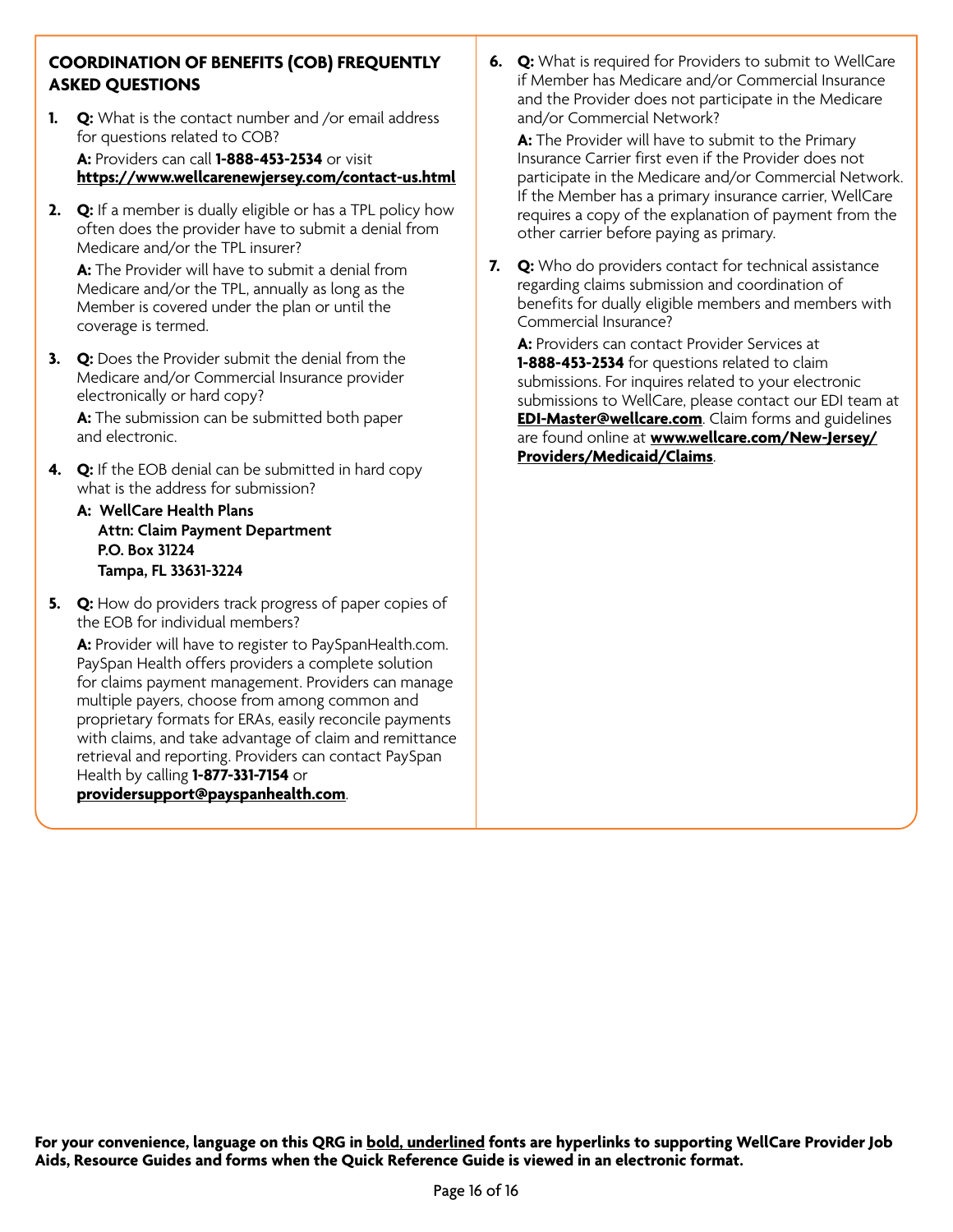## COORDINATION OF BENEFITS (COB) FREQUENTLY ASKED QUESTIONS

1. **Q:** What is the contact number and /or email address for questions related to COB?

   **A:** Providers can call **1-888-453-2534** or visit **https://www.wellcarenewjersey.com/contact-us.html**

2. **Q:** If a member is dually eligible or has a TPL policy how often does the provider have to submit a denial from Medicare and/or the TPL insurer?

   **A:** The Provider will have to submit a denial from Medicare and/or the TPL, annually as long as the Member is covered under the plan or until the coverage is termed.

3. **Q:** Does the Provider submit the denial from the Medicare and/or Commercial Insurance provider electronically or hard copy?

   **A:** The submission can be submitted both paper and electronic.

4. **Q:** If the EOB denial can be submitted in hard copy what is the address for submission?

   **A: WellCare Health Plans**
   **Attn: Claim Payment Department**
   **P.O. Box 31224**
   **Tampa, FL 33631-3224**

5. **Q:** How do providers track progress of paper copies of the EOB for individual members?

   **A:** Provider will have to register to PaySpanHealth.com. PaySpan Health offers providers a complete solution for claims payment management. Providers can manage multiple payers, choose from among common and proprietary formats for ERAs, easily reconcile payments with claims, and take advantage of claim and remittance retrieval and reporting. Providers can contact PaySpan Health by calling **1-877-331-7154** or **providersupport@payspanhealth.com**.

6. **Q:** What is required for Providers to submit to WellCare if Member has Medicare and/or Commercial Insurance and the Provider does not participate in the Medicare and/or Commercial Network?

   **A:** The Provider will have to submit to the Primary Insurance Carrier first even if the Provider does not participate in the Medicare and/or Commercial Network. If the Member has a primary insurance carrier, WellCare requires a copy of the explanation of payment from the other carrier before paying as primary.

7. **Q:** Who do providers contact for technical assistance regarding claims submission and coordination of benefits for dually eligible members and members with Commercial Insurance?

   **A:** Providers can contact Provider Services at **1-888-453-2534** for questions related to claim submissions. For inquires related to your electronic submissions to WellCare, please contact our EDI team at **EDI-Master@wellcare.com**. Claim forms and guidelines are found online at **www.wellcare.com/New-Jersey/Providers/Medicaid/Claims**.

**For your convenience, language on this QRG in bold, underlined fonts are hyperlinks to supporting WellCare Provider Job Aids, Resource Guides and forms when the Quick Reference Guide is viewed in an electronic format.**